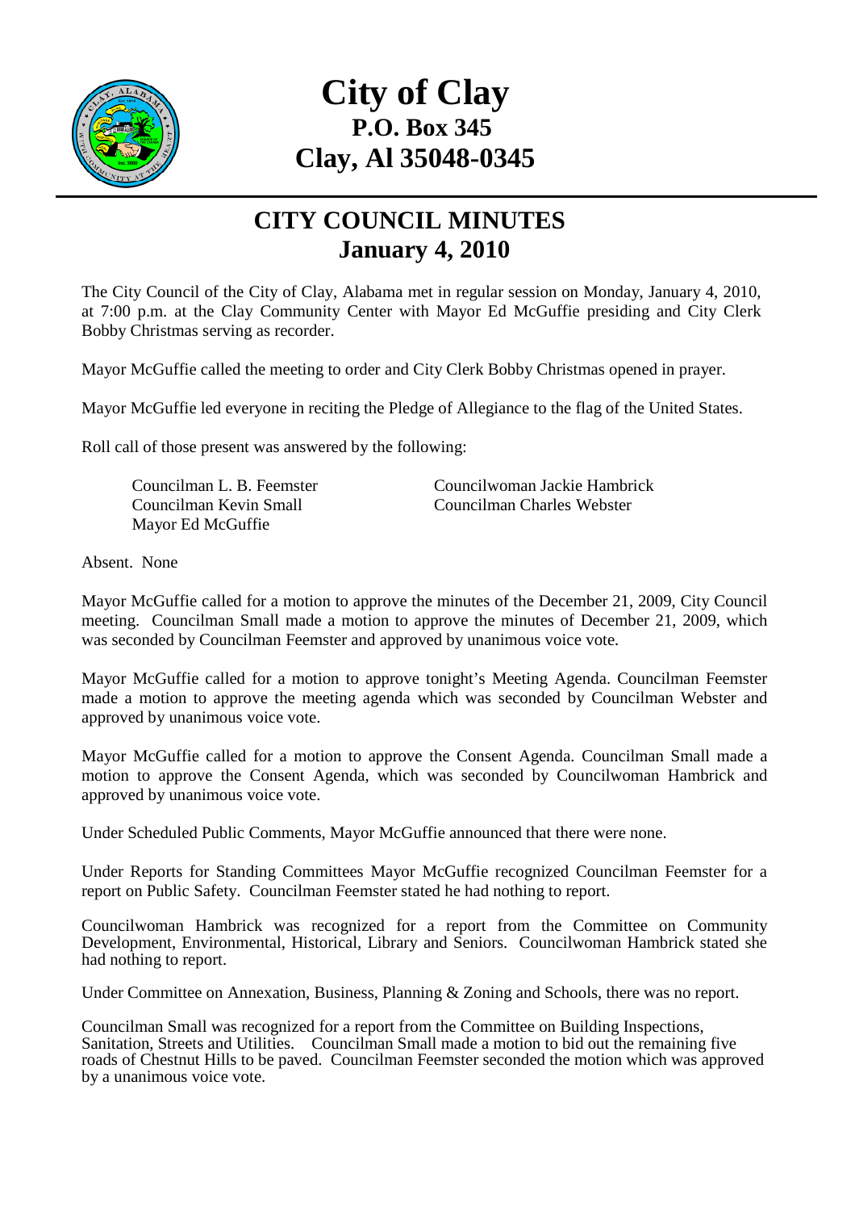# City of Clay

## P.O. Box 345

## Clay, Al 35048-0345

## CITY COUNCIL MINUTES
## January 4, 2010

The City Council of the City of Clay, Alabama met in regular session on Monday, January 4, 2010, at 7:00 p.m. at the Clay Community Center with Mayor Ed McGuffie presiding and City Clerk Bobby Christmas serving as recorder.

Mayor McGuffie called the meeting to order and City Clerk Bobby Christmas opened in prayer.

Mayor McGuffie led everyone in reciting the Pledge of Allegiance to the flag of the United States.

Roll call of those present was answered by the following:

Councilman L. B. Feemster
Councilwoman Jackie Hambrick
Councilman Kevin Small
Councilman Charles Webster
Mayor Ed McGuffie

Absent. None

Mayor McGuffie called for a motion to approve the minutes of the December 21, 2009, City Council meeting. Councilman Small made a motion to approve the minutes of December 21, 2009, which was seconded by Councilman Feemster and approved by unanimous voice vote.

Mayor McGuffie called for a motion to approve tonight's Meeting Agenda. Councilman Feemster made a motion to approve the meeting agenda which was seconded by Councilman Webster and approved by unanimous voice vote.

Mayor McGuffie called for a motion to approve the Consent Agenda. Councilman Small made a motion to approve the Consent Agenda, which was seconded by Councilwoman Hambrick and approved by unanimous voice vote.

Under Scheduled Public Comments, Mayor McGuffie announced that there were none.

Under Reports for Standing Committees Mayor McGuffie recognized Councilman Feemster for a report on Public Safety. Councilman Feemster stated he had nothing to report.

Councilwoman Hambrick was recognized for a report from the Committee on Community Development, Environmental, Historical, Library and Seniors. Councilwoman Hambrick stated she had nothing to report.

Under Committee on Annexation, Business, Planning & Zoning and Schools, there was no report.

Councilman Small was recognized for a report from the Committee on Building Inspections, Sanitation, Streets and Utilities. Councilman Small made a motion to bid out the remaining five roads of Chestnut Hills to be paved. Councilman Feemster seconded the motion which was approved by a unanimous voice vote.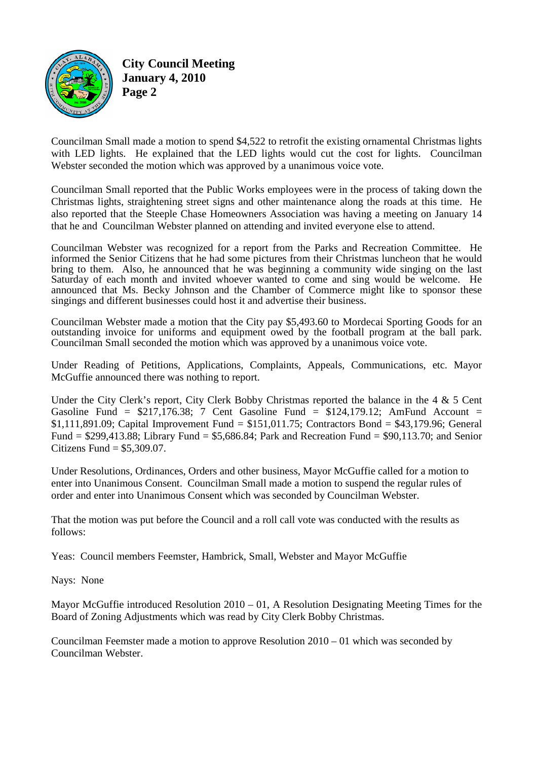Councilman Small made a motion to spend $4,522 to retrofit the existing ornamental Christmas lights with LED lights. He explained that the LED lights would cut the cost for lights. Councilman Webster seconded the motion which was approved by a unanimous voice vote.

Councilman Small reported that the Public Works employees were in the process of taking down the Christmas lights, straightening street signs and other maintenance along the roads at this time. He also reported that the Steeple Chase Homeowners Association was having a meeting on January 14 that he and Councilman Webster planned on attending and invited everyone else to attend.

Councilman Webster was recognized for a report from the Parks and Recreation Committee. He informed the Senior Citizens that he had some pictures from their Christmas luncheon that he would bring to them. Also, he announced that he was beginning a community wide singing on the last Saturday of each month and invited whoever wanted to come and sing would be welcome. He announced that Ms. Becky Johnson and the Chamber of Commerce might like to sponsor these singings and different businesses could host it and advertise their business.

Councilman Webster made a motion that the City pay $5,493.60 to Mordecai Sporting Goods for an outstanding invoice for uniforms and equipment owed by the football program at the ball park. Councilman Small seconded the motion which was approved by a unanimous voice vote.

Under Reading of Petitions, Applications, Complaints, Appeals, Communications, etc. Mayor McGuffie announced there was nothing to report.

Under the City Clerk's report, City Clerk Bobby Christmas reported the balance in the 4 & 5 Cent Gasoline Fund = $217,176.38; 7 Cent Gasoline Fund = $124,179.12; AmFund Account = $1,111,891.09; Capital Improvement Fund = $151,011.75; Contractors Bond = $43,179.96; General Fund = $299,413.88; Library Fund = $5,686.84; Park and Recreation Fund = $90,113.70; and Senior Citizens Fund = $5,309.07.

Under Resolutions, Ordinances, Orders and other business, Mayor McGuffie called for a motion to enter into Unanimous Consent. Councilman Small made a motion to suspend the regular rules of order and enter into Unanimous Consent which was seconded by Councilman Webster.

That the motion was put before the Council and a roll call vote was conducted with the results as follows:

Yeas: Council members Feemster, Hambrick, Small, Webster and Mayor McGuffie

Nays: None

Mayor McGuffie introduced Resolution 2010 – 01, A Resolution Designating Meeting Times for the Board of Zoning Adjustments which was read by City Clerk Bobby Christmas.

Councilman Feemster made a motion to approve Resolution 2010 – 01 which was seconded by Councilman Webster.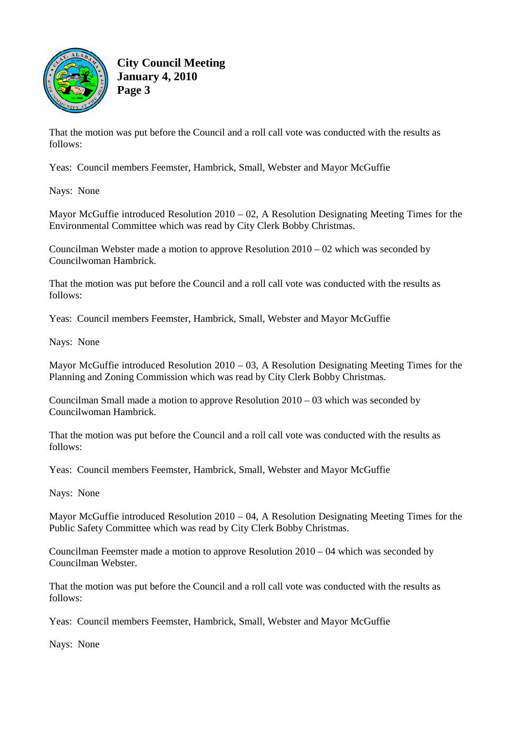That the motion was put before the Council and a roll call vote was conducted with the results as follows:

Yeas: Council members Feemster, Hambrick, Small, Webster and Mayor McGuffie

Nays: None

Mayor McGuffie introduced Resolution 2010 – 02, A Resolution Designating Meeting Times for the Environmental Committee which was read by City Clerk Bobby Christmas.

Councilman Webster made a motion to approve Resolution 2010 – 02 which was seconded by Councilwoman Hambrick.

That the motion was put before the Council and a roll call vote was conducted with the results as follows:

Yeas: Council members Feemster, Hambrick, Small, Webster and Mayor McGuffie

Nays: None

Mayor McGuffie introduced Resolution 2010 – 03, A Resolution Designating Meeting Times for the Planning and Zoning Commission which was read by City Clerk Bobby Christmas.

Councilman Small made a motion to approve Resolution 2010 – 03 which was seconded by Councilwoman Hambrick.

That the motion was put before the Council and a roll call vote was conducted with the results as follows:

Yeas: Council members Feemster, Hambrick, Small, Webster and Mayor McGuffie

Nays: None

Mayor McGuffie introduced Resolution 2010 – 04, A Resolution Designating Meeting Times for the Public Safety Committee which was read by City Clerk Bobby Christmas.

Councilman Feemster made a motion to approve Resolution 2010 – 04 which was seconded by Councilman Webster.

That the motion was put before the Council and a roll call vote was conducted with the results as follows:

Yeas: Council members Feemster, Hambrick, Small, Webster and Mayor McGuffie

Nays: None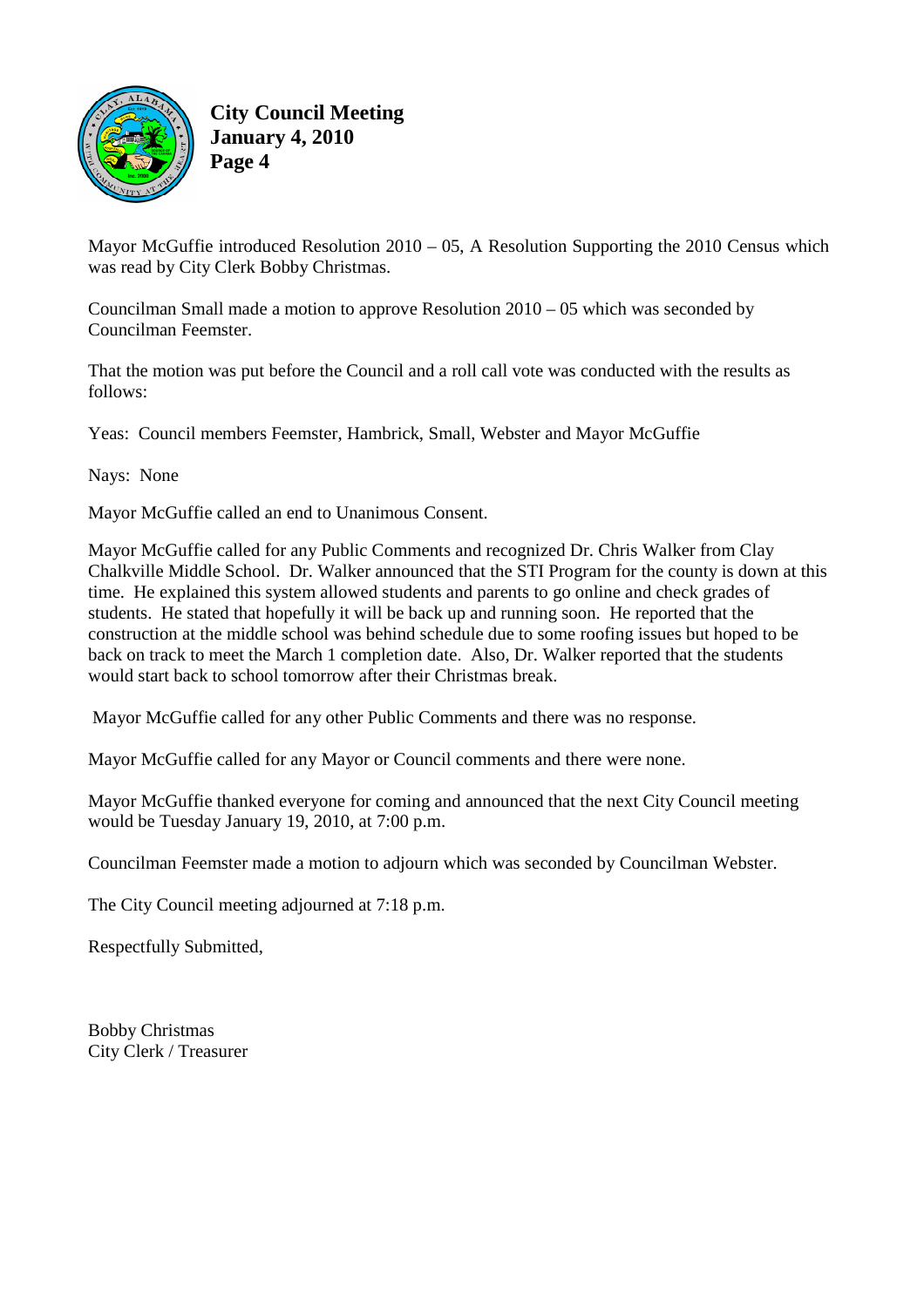Mayor McGuffie introduced Resolution 2010 – 05, A Resolution Supporting the 2010 Census which was read by City Clerk Bobby Christmas.

Councilman Small made a motion to approve Resolution 2010 – 05 which was seconded by Councilman Feemster.

That the motion was put before the Council and a roll call vote was conducted with the results as follows:

Yeas: Council members Feemster, Hambrick, Small, Webster and Mayor McGuffie

Nays: None

Mayor McGuffie called an end to Unanimous Consent.

Mayor McGuffie called for any Public Comments and recognized Dr. Chris Walker from Clay Chalkville Middle School. Dr. Walker announced that the STI Program for the county is down at this time. He explained this system allowed students and parents to go online and check grades of students. He stated that hopefully it will be back up and running soon. He reported that the construction at the middle school was behind schedule due to some roofing issues but hoped to be back on track to meet the March 1 completion date. Also, Dr. Walker reported that the students would start back to school tomorrow after their Christmas break.

Mayor McGuffie called for any other Public Comments and there was no response.

Mayor McGuffie called for any Mayor or Council comments and there were none.

Mayor McGuffie thanked everyone for coming and announced that the next City Council meeting would be Tuesday January 19, 2010, at 7:00 p.m.

Councilman Feemster made a motion to adjourn which was seconded by Councilman Webster.

The City Council meeting adjourned at 7:18 p.m.

Respectfully Submitted,

Bobby Christmas
City Clerk / Treasurer